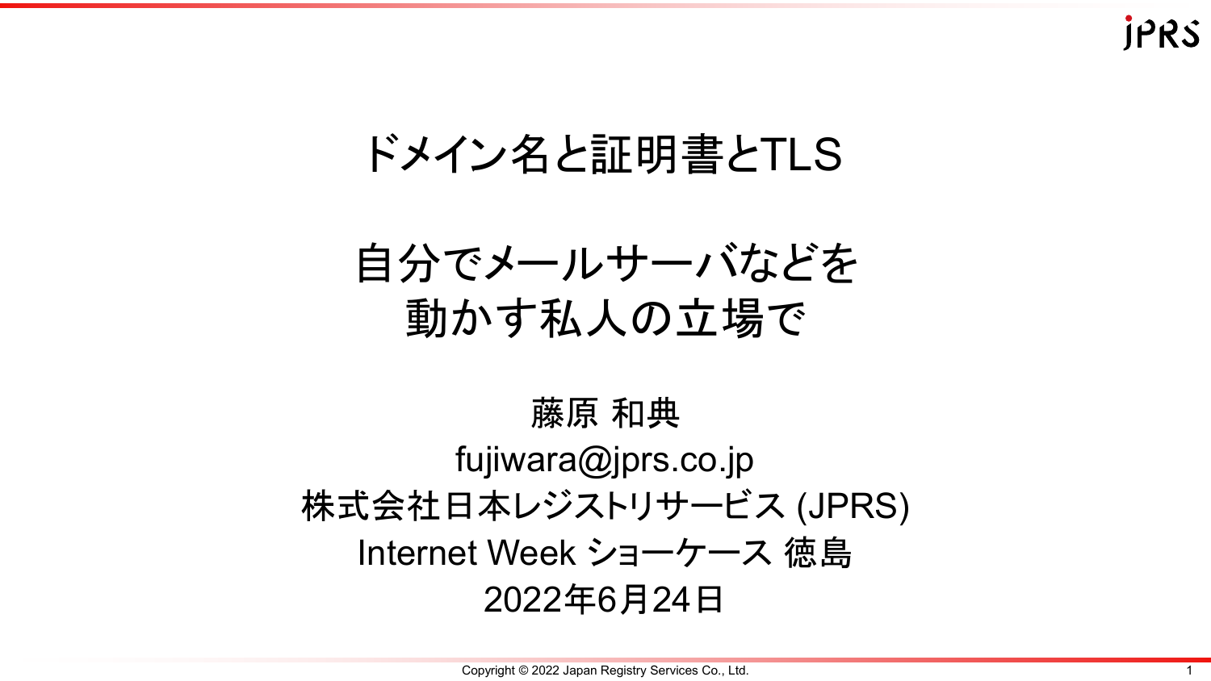# ドメイン名と証明書とTLS

## 自分でメールサーバなどを動かす私人の立場で

藤原 和典

fujiwara@jprs.co.jp

株式会社日本レジストリサービス (JPRS)

Internet Week ショーケース 徳島

2022年6月24日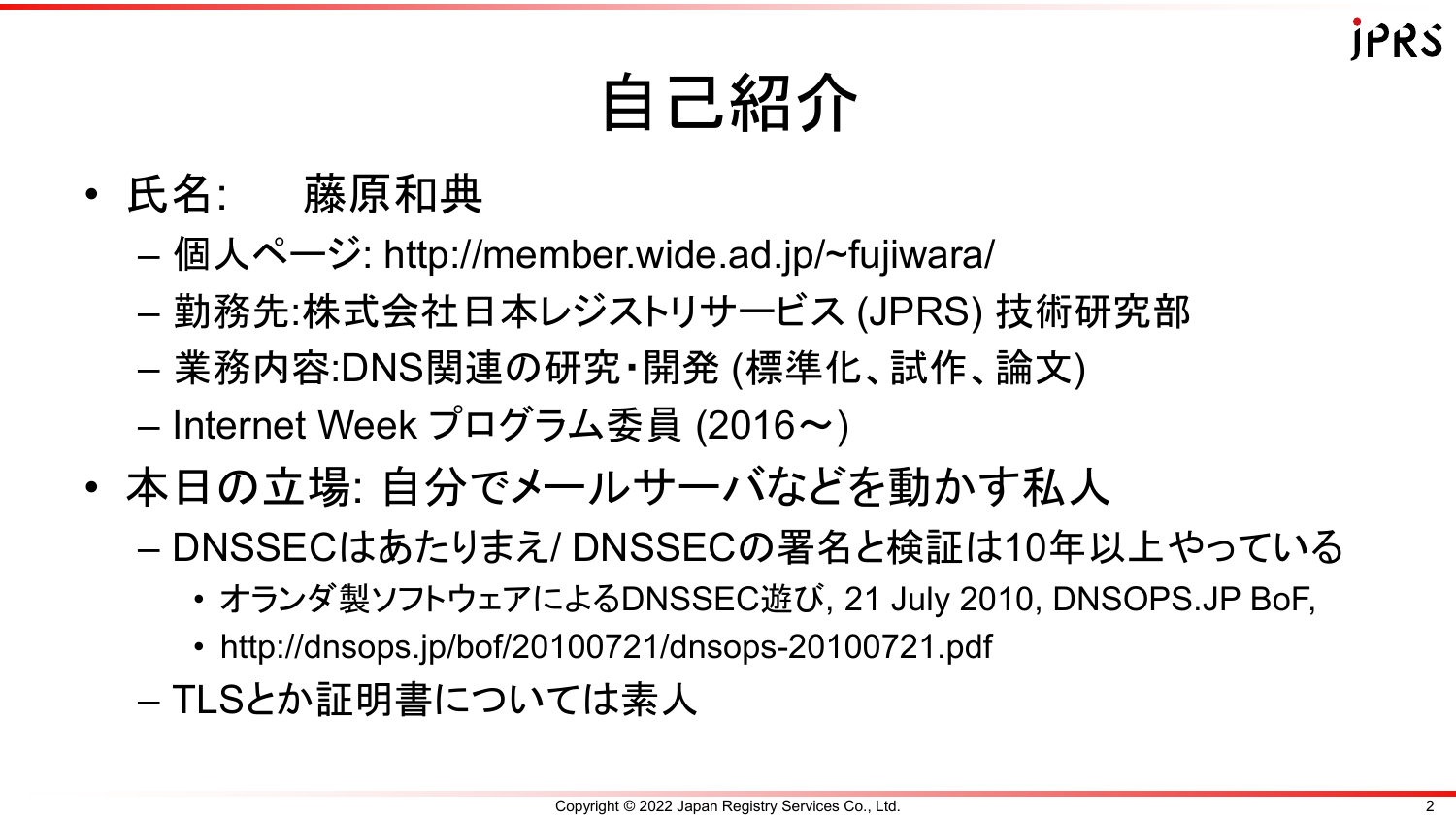# 自己紹介

- 氏名:　　藤原和典
  - 個人ページ: http://member.wide.ad.jp/~fujiwara/
  - 勤務先:株式会社日本レジストリサービス (JPRS) 技術研究部
  - 業務内容:DNS関連の研究・開発 (標準化、試作、論文)
  - Internet Week プログラム委員 (2016～)
- 本日の立場: 自分でメールサーバなどを動かす私人
  - DNSSECはあたりまえ/ DNSSECの署名と検証は10年以上やっている
    - オランダ製ソフトウェアによるDNSSEC遊び, 21 July 2010, DNSOPS.JP BoF,
    - http://dnsops.jp/bof/20100721/dnsops-20100721.pdf
  - TLSとか証明書については素人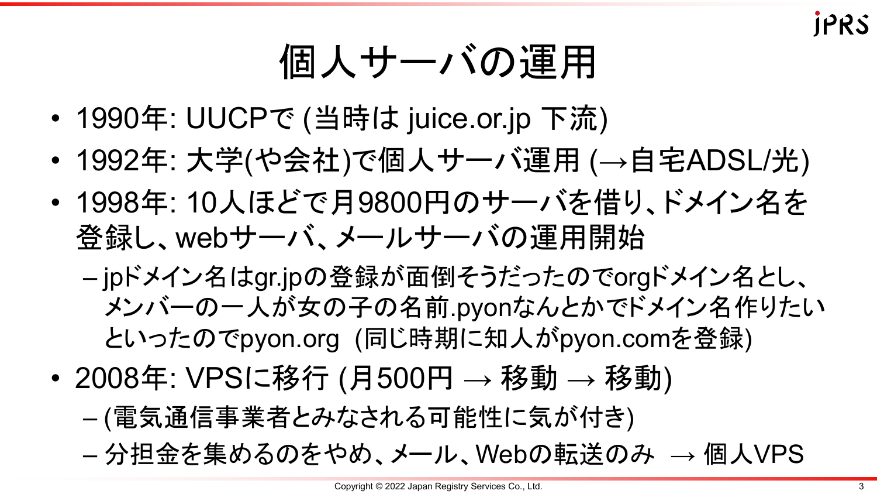# 個人サーバの運用

- 1990年: UUCPで (当時は juice.or.jp 下流)
- 1992年: 大学(や会社)で個人サーバ運用 (→自宅ADSL/光)
- 1998年: 10人ほどで月9800円のサーバを借り、ドメイン名を登録し、webサーバ、メールサーバの運用開始
  - jpドメイン名はgr.jpの登録が面倒そうだったのでorgドメイン名とし、メンバーの一人が女の子の名前.pyonなんとかでドメイン名作りたいといったのでpyon.org (同じ時期に知人がpyon.comを登録)
- 2008年: VPSに移行 (月500円 → 移動 → 移動)
  - (電気通信事業者とみなされる可能性に気が付き)
  - 分担金を集めるのをやめ、メール、Webの転送のみ → 個人VPS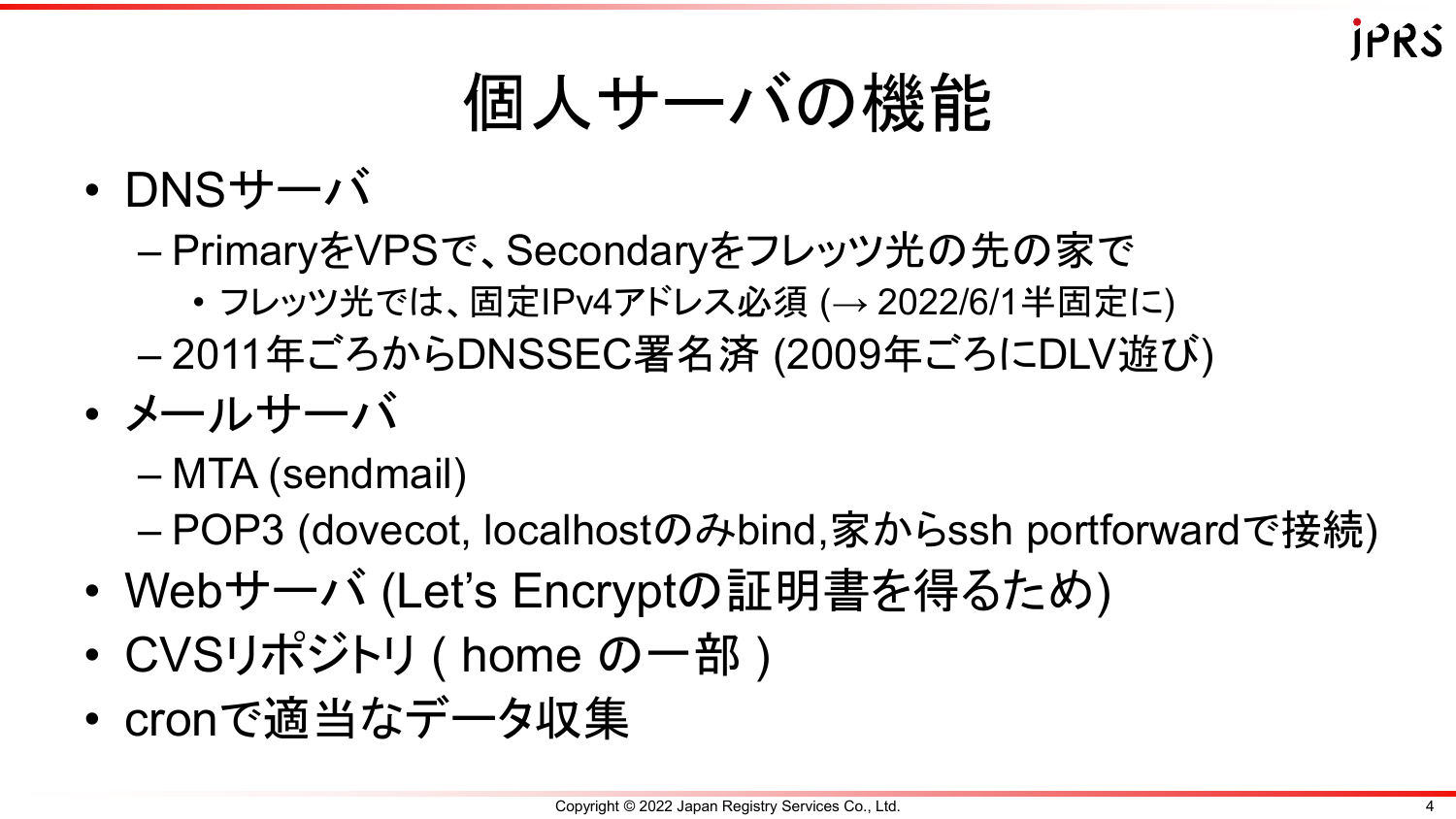# 個人サーバの機能

- DNSサーバ
  - PrimaryをVPSで、Secondaryをフレッツ光の先の家で
    - フレッツ光では、固定IPv4アドレス必須 (→ 2022/6/1半固定に)
  - 2011年ごろからDNSSEC署名済 (2009年ごろにDLV遊び)
- メールサーバ
  - MTA (sendmail)
  - POP3 (dovecot, localhostのみbind,家からssh portforwardで接続)
- Webサーバ (Let's Encryptの証明書を得るため)
- CVSリポジトリ ( home の一部 )
- cronで適当なデータ収集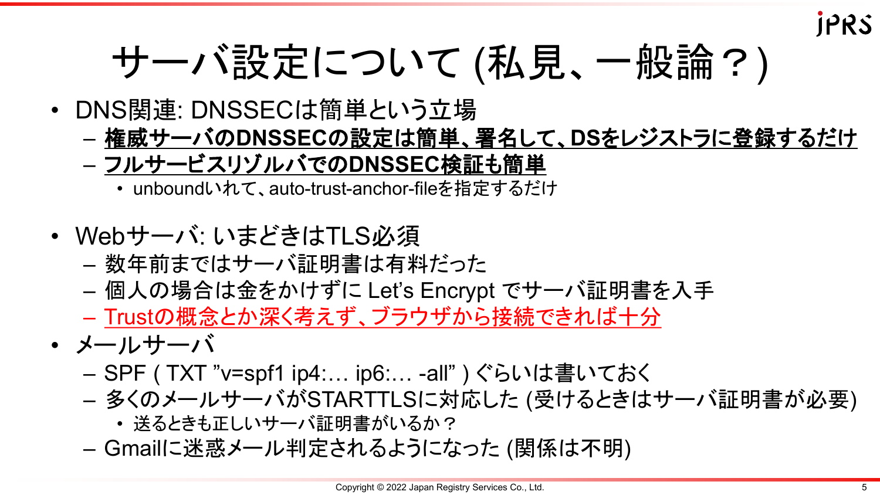# サーバ設定について (私見、一般論？)

- DNS関連: DNSSECは簡単という立場
  - **権威サーバのDNSSECの設定は簡単、署名して、DSをレジストラに登録するだけ**
  - **フルサービスリゾルバでのDNSSEC検証も簡単**
    - unboundいれて、auto-trust-anchor-fileを指定するだけ
- Webサーバ: いまどきはTLS必須
  - 数年前まではサーバ証明書は有料だった
  - 個人の場合は金をかけずに Let's Encrypt でサーバ証明書を入手
  - Trustの概念とか深く考えず、ブラウザから接続できれば十分
- メールサーバ
  - SPF ( TXT ”v=spf1 ip4:… ip6:… -all” ) ぐらいは書いておく
  - 多くのメールサーバがSTARTTLSに対応した (受けるときはサーバ証明書が必要)
    - 送るときも正しいサーバ証明書がいるか？
  - Gmailに迷惑メール判定されるようになった (関係は不明)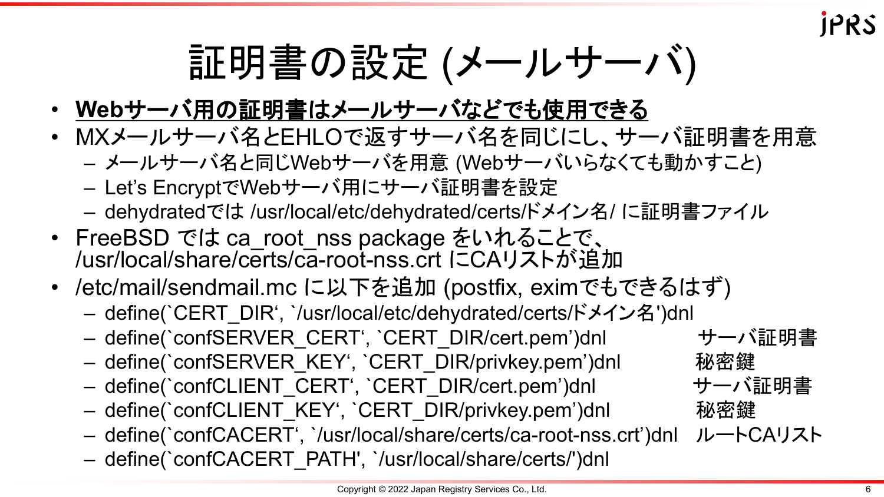# 証明書の設定 (メールサーバ)

- **Webサーバ用の証明書はメールサーバなどでも使用できる**
- MXメールサーバ名とEHLOで返すサーバ名を同じにし、サーバ証明書を用意
  - メールサーバ名と同じWebサーバを用意 (Webサーバいらなくても動かすこと)
  - Let’s EncryptでWebサーバ用にサーバ証明書を設定
  - dehydratedでは /usr/local/etc/dehydrated/certs/ドメイン名/ に証明書ファイル
- FreeBSD では ca_root_nss package をいれることで、/usr/local/share/certs/ca-root-nss.crt にCAリストが追加
- /etc/mail/sendmail.mc に以下を追加 (postfix, eximでもできるはず)
  - define(`CERT_DIR‘, `/usr/local/etc/dehydrated/certs/ドメイン名')dnl
  - define(`confSERVER_CERT‘, `CERT_DIR/cert.pem’)dnl　サーバ証明書
  - define(`confSERVER_KEY‘, `CERT_DIR/privkey.pem’)dnl　秘密鍵
  - define(`confCLIENT_CERT‘, `CERT_DIR/cert.pem’)dnl　サーバ証明書
  - define(`confCLIENT_KEY‘, `CERT_DIR/privkey.pem’)dnl　秘密鍵
  - define(`confCACERT‘, `/usr/local/share/certs/ca-root-nss.crt’)dnl　ルートCAリスト
  - define(`confCACERT_PATH', `/usr/local/share/certs/')dnl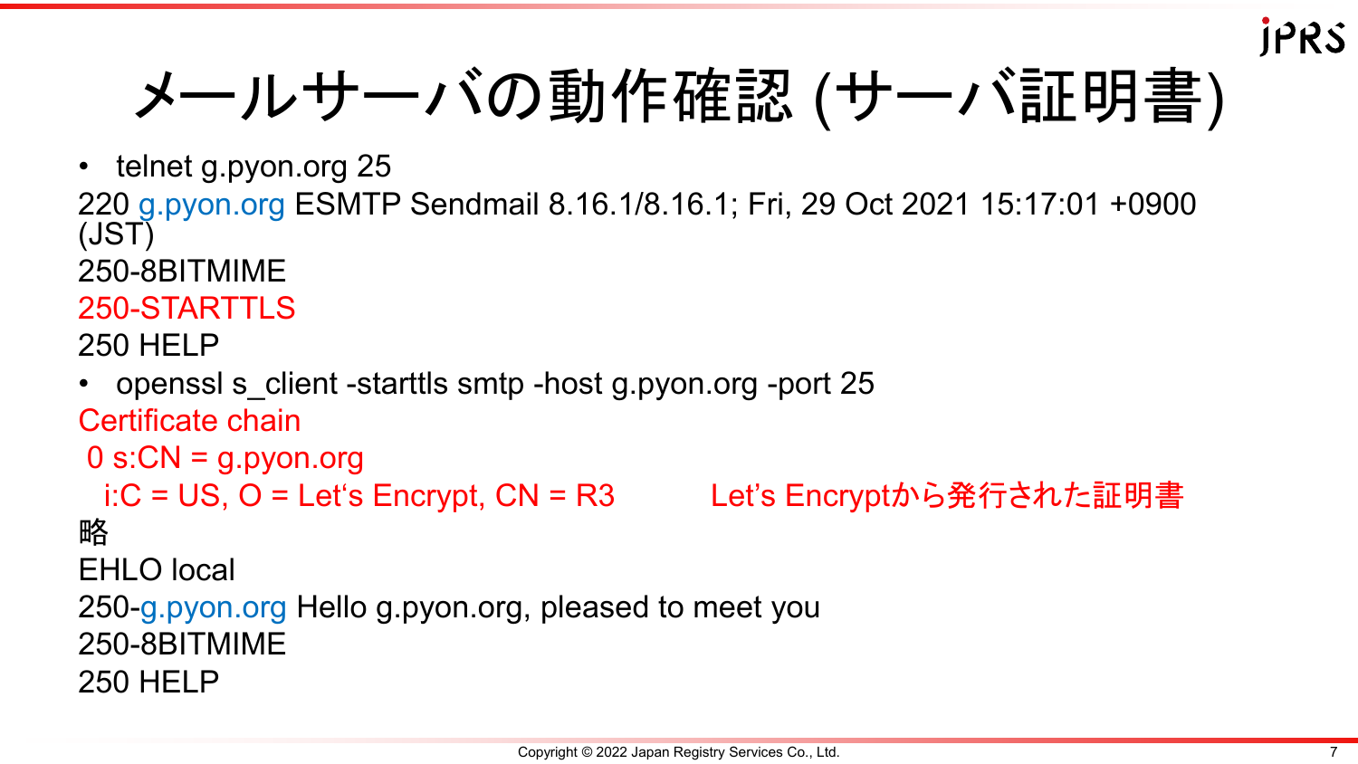# メールサーバの動作確認 (サーバ証明書)

- telnet g.pyon.org 25

```
220 g.pyon.org ESMTP Sendmail 8.16.1/8.16.1; Fri, 29 Oct 2021 15:17:01 +0900
(JST)
250-8BITMIME
250-STARTTLS
250 HELP
```

- openssl s_client -starttls smtp -host g.pyon.org -port 25

```
Certificate chain
 0 s:CN = g.pyon.org
   i:C = US, O = Let's Encrypt, CN = R3          Let's Encryptから発行された証明書
略
EHLO local
250-g.pyon.org Hello g.pyon.org, pleased to meet you
250-8BITMIME
250 HELP
```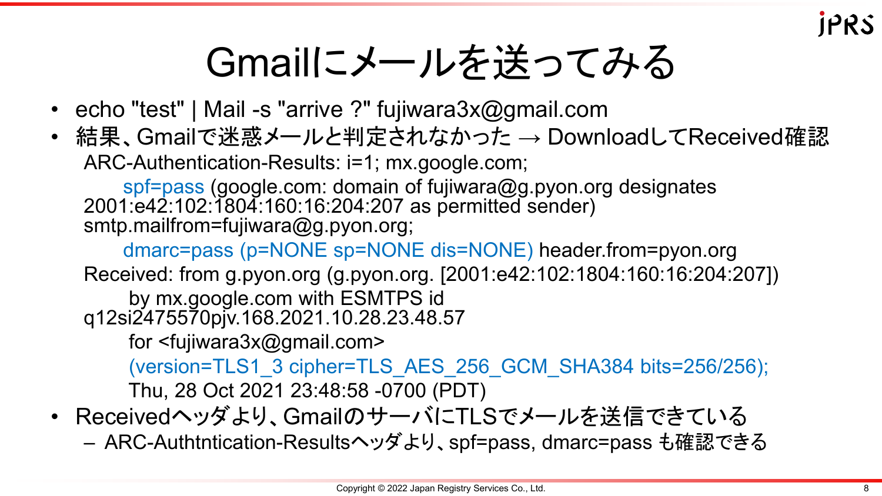# Gmailにメールを送ってみる

- echo "test" | Mail -s "arrive ?" fujiwara3x@gmail.com
- 結果、Gmailで迷惑メールと判定されなかった → DownloadしてReceived確認

```
ARC-Authentication-Results: i=1; mx.google.com;
    spf=pass (google.com: domain of fujiwara@g.pyon.org designates
2001:e42:102:1804:160:16:204:207 as permitted sender)
smtp.mailfrom=fujiwara@g.pyon.org;
    dmarc=pass (p=NONE sp=NONE dis=NONE) header.from=pyon.org
Received: from g.pyon.org (g.pyon.org. [2001:e42:102:1804:160:16:204:207])
     by mx.google.com with ESMTPS id
q12si2475570pjv.168.2021.10.28.23.48.57
     for <fujiwara3x@gmail.com>
     (version=TLS1_3 cipher=TLS_AES_256_GCM_SHA384 bits=256/256);
     Thu, 28 Oct 2021 23:48:58 -0700 (PDT)
```

- Receivedヘッダより、GmailのサーバにTLSでメールを送信できている
  - ARC-Authtntication-Resultsヘッダより、spf=pass, dmarc=pass も確認できる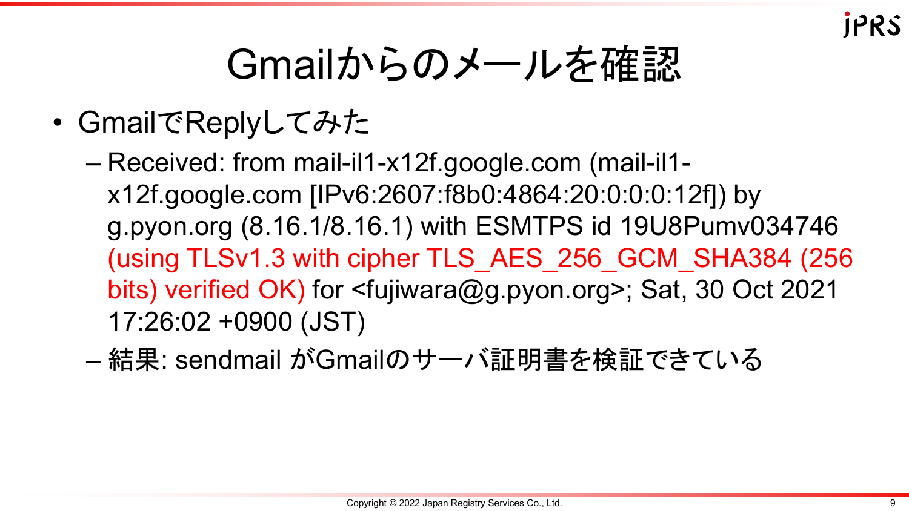# Gmailからのメールを確認

- GmailでReplyしてみた
  - Received: from mail-il1-x12f.google.com (mail-il1-x12f.google.com [IPv6:2607:f8b0:4864:20:0:0:0:12f]) by g.pyon.org (8.16.1/8.16.1) with ESMTPS id 19U8Pumv034746 (using TLSv1.3 with cipher TLS_AES_256_GCM_SHA384 (256 bits) verified OK) for <fujiwara@g.pyon.org>; Sat, 30 Oct 2021 17:26:02 +0900 (JST)
  - 結果: sendmail がGmailのサーバ証明書を検証できている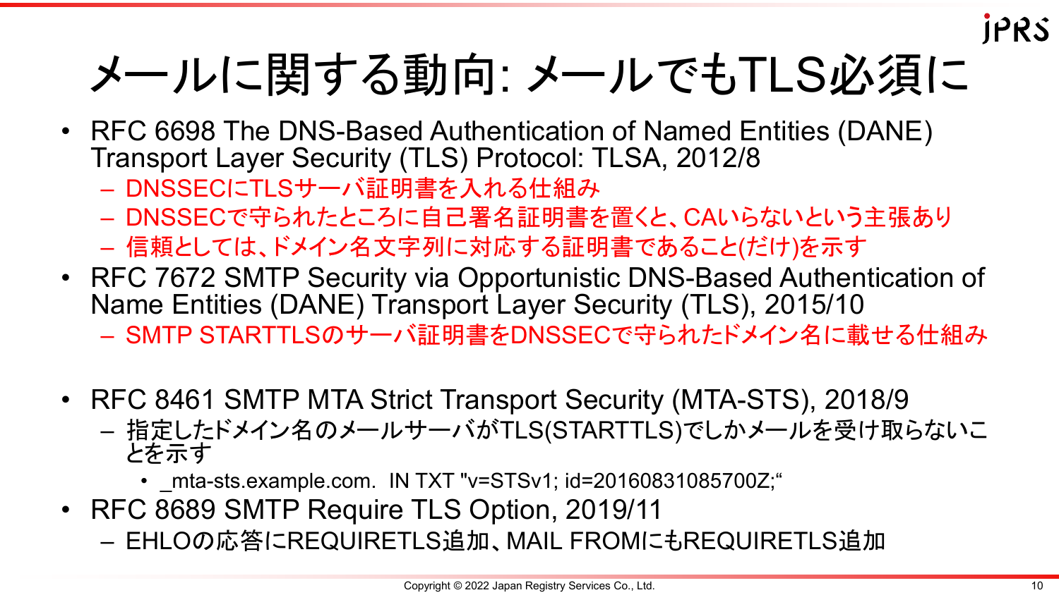# メールに関する動向: メールでもTLS必須に

- RFC 6698 The DNS-Based Authentication of Named Entities (DANE) Transport Layer Security (TLS) Protocol: TLSA, 2012/8
  - DNSSECにTLSサーバ証明書を入れる仕組み
  - DNSSECで守られたところに自己署名証明書を置くと、CAいらないという主張あり
  - 信頼としては、ドメイン名文字列に対応する証明書であること(だけ)を示す
- RFC 7672 SMTP Security via Opportunistic DNS-Based Authentication of Name Entities (DANE) Transport Layer Security (TLS), 2015/10
  - SMTP STARTTLSのサーバ証明書をDNSSECで守られたドメイン名に載せる仕組み
- RFC 8461 SMTP MTA Strict Transport Security (MTA-STS), 2018/9
  - 指定したドメイン名のメールサーバがTLS(STARTTLS)でしかメールを受け取らないことを示す
    - _mta-sts.example.com.  IN TXT "v=STSv1; id=20160831085700Z;“
- RFC 8689 SMTP Require TLS Option, 2019/11
  - EHLOの応答にREQUIRETLS追加、MAIL FROMにもREQUIRETLS追加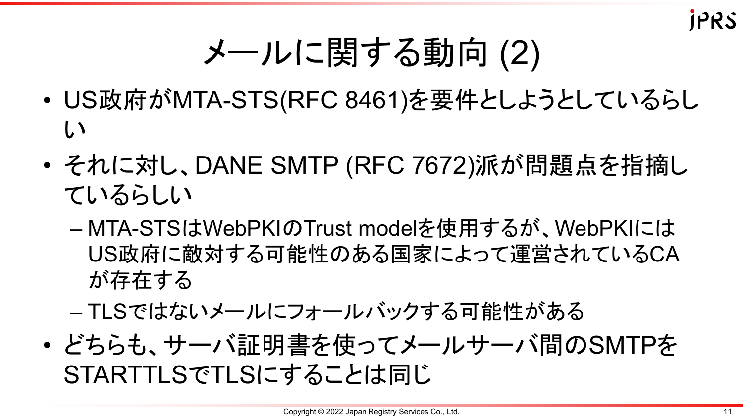# メールに関する動向 (2)

- US政府がMTA-STS(RFC 8461)を要件としようとしているらしい
- それに対し、DANE SMTP (RFC 7672)派が問題点を指摘しているらしい
  - MTA-STSはWebPKIのTrust modelを使用するが、WebPKIにはUS政府に敵対する可能性のある国家によって運営されているCAが存在する
  - TLSではないメールにフォールバックする可能性がある
- どちらも、サーバ証明書を使ってメールサーバ間のSMTPをSTARTTLSでTLSにすることは同じ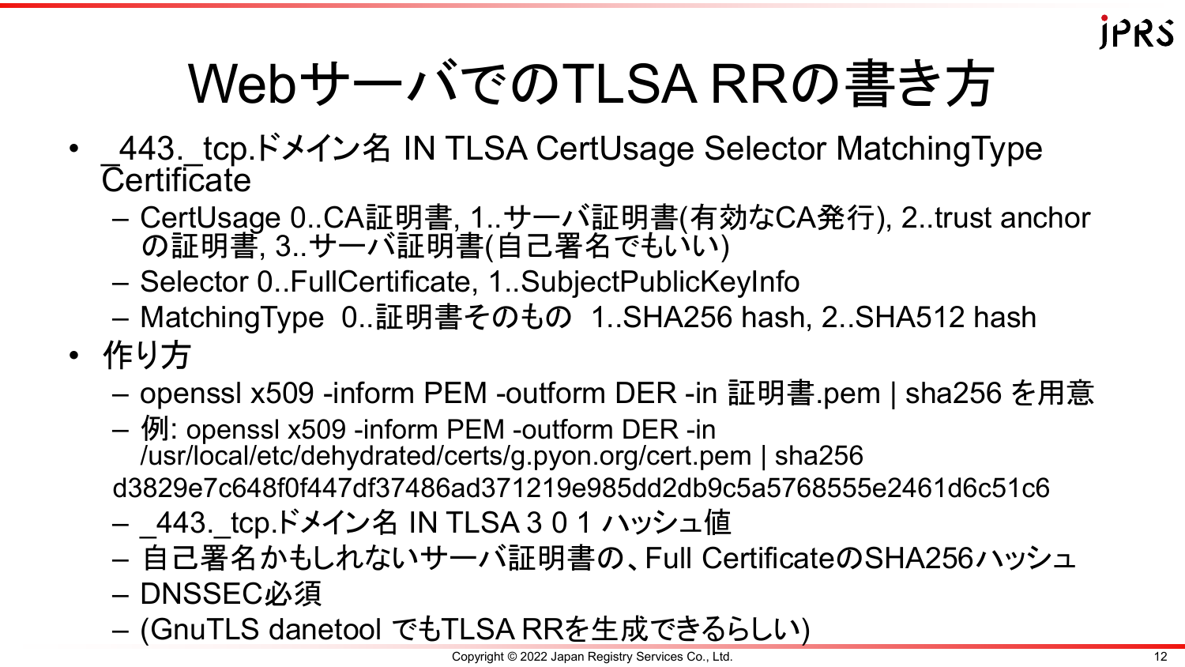# WebサーバでのTLSA RRの書き方

- _443._tcp.ドメイン名 IN TLSA CertUsage Selector MatchingType Certificate
  - CertUsage 0..CA証明書, 1..サーバ証明書(有効なCA発行), 2..trust anchorの証明書, 3..サーバ証明書(自己署名でもいい)
  - Selector 0..FullCertificate, 1..SubjectPublicKeyInfo
  - MatchingType 0..証明書そのもの 1..SHA256 hash, 2..SHA512 hash
- 作り方
  - openssl x509 -inform PEM -outform DER -in 証明書.pem | sha256 を用意
  - 例: openssl x509 -inform PEM -outform DER -in /usr/local/etc/dehydrated/certs/g.pyon.org/cert.pem | sha256
    d3829e7c648f0f447df37486ad371219e985dd2db9c5a5768555e2461d6c51c6
  - _443._tcp.ドメイン名 IN TLSA 3 0 1 ハッシュ値
  - 自己署名かもしれないサーバ証明書の、Full CertificateのSHA256ハッシュ
  - DNSSEC必須
  - (GnuTLS danetool でもTLSA RRを生成できるらしい)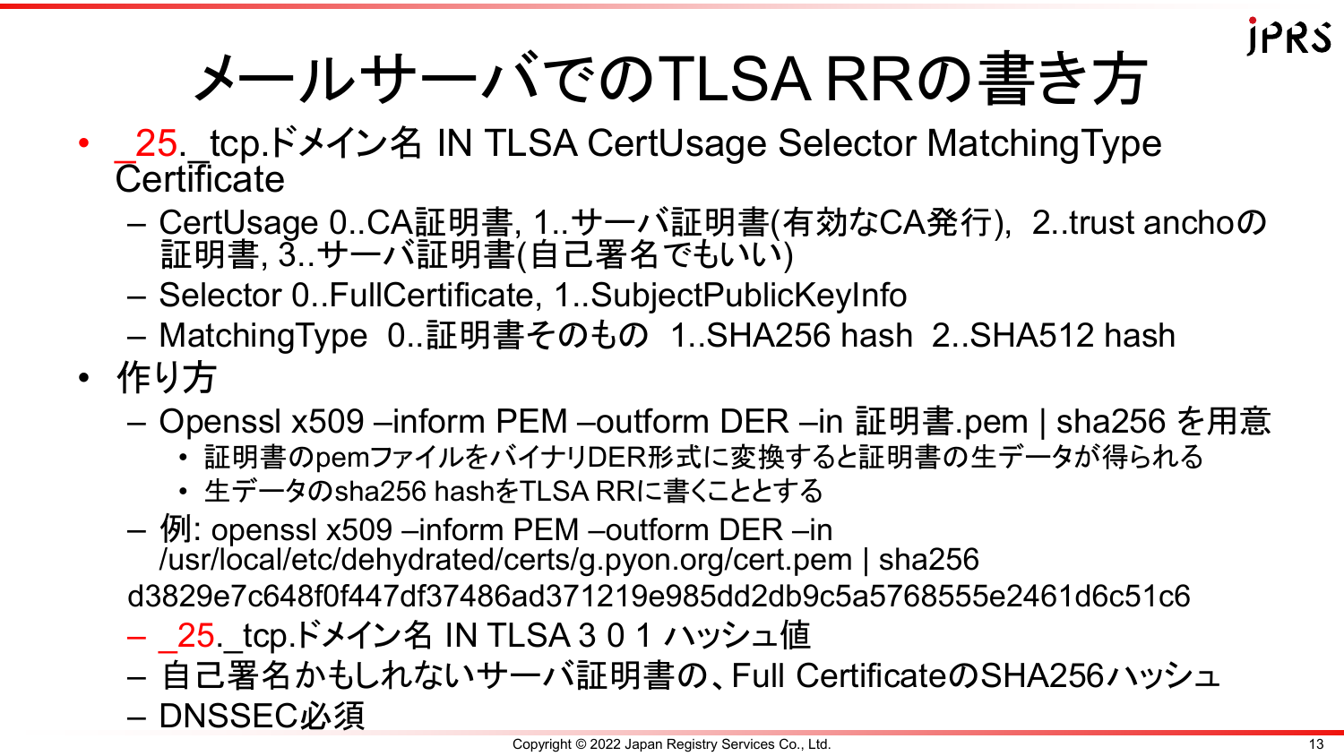# メールサーバでのTLSA RRの書き方

- _25._tcp.ドメイン名 IN TLSA CertUsage Selector MatchingType Certificate
  - CertUsage 0..CA証明書, 1..サーバ証明書(有効なCA発行), 2..trust anchoの証明書, 3..サーバ証明書(自己署名でもいい)
  - Selector 0..FullCertificate, 1..SubjectPublicKeyInfo
  - MatchingType 0..証明書そのもの 1..SHA256 hash 2..SHA512 hash
- 作り方
  - Openssl x509 –inform PEM –outform DER –in 証明書.pem | sha256 を用意
    - 証明書のpemファイルをバイナリDER形式に変換すると証明書の生データが得られる
    - 生データのsha256 hashをTLSA RRに書くこととする
  - 例: openssl x509 –inform PEM –outform DER –in /usr/local/etc/dehydrated/certs/g.pyon.org/cert.pem | sha256

    d3829e7c648f0f447df37486ad371219e985dd2db9c5a5768555e2461d6c51c6
  - _25._tcp.ドメイン名 IN TLSA 3 0 1 ハッシュ値
  - 自己署名かもしれないサーバ証明書の、Full CertificateのSHA256ハッシュ
  - DNSSEC必須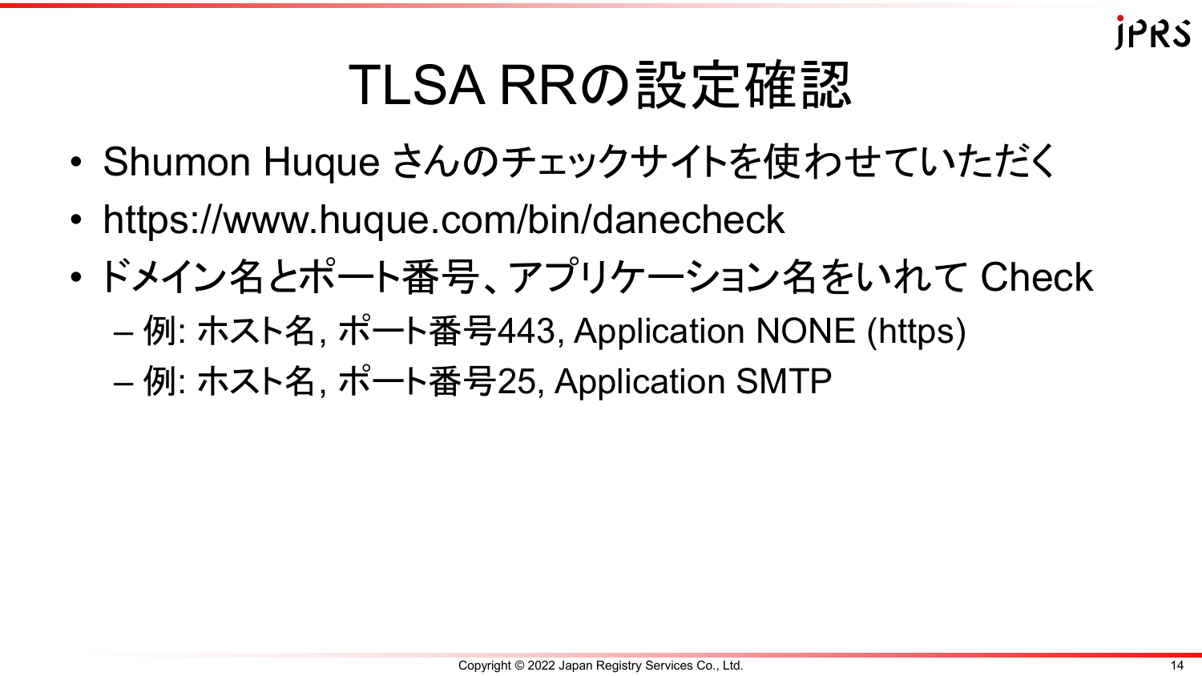# TLSA RRの設定確認

- Shumon Huque さんのチェックサイトを使わせていただく
- https://www.huque.com/bin/danecheck
- ドメイン名とポート番号、アプリケーション名をいれて Check
  - 例: ホスト名, ポート番号443, Application NONE (https)
  - 例: ホスト名, ポート番号25, Application SMTP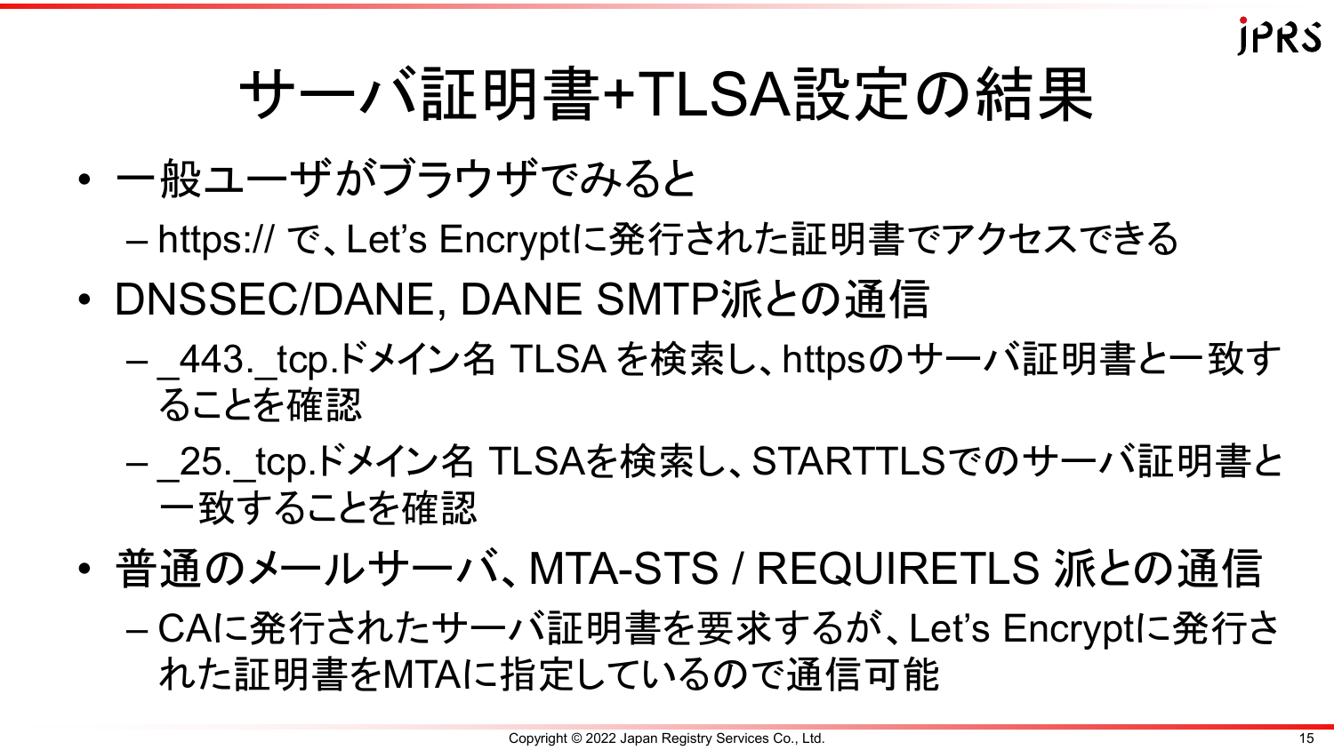# サーバ証明書+TLSA設定の結果

- 一般ユーザがブラウザでみると
  - https:// で、Let's Encryptに発行された証明書でアクセスできる
- DNSSEC/DANE, DANE SMTP派との通信
  - _443._tcp.ドメイン名 TLSA を検索し、httpsのサーバ証明書と一致することを確認
  - _25._tcp.ドメイン名 TLSAを検索し、STARTTLSでのサーバ証明書と一致することを確認
- 普通のメールサーバ、MTA-STS / REQUIRETLS 派との通信
  - CAに発行されたサーバ証明書を要求するが、Let's Encryptに発行された証明書をMTAに指定しているので通信可能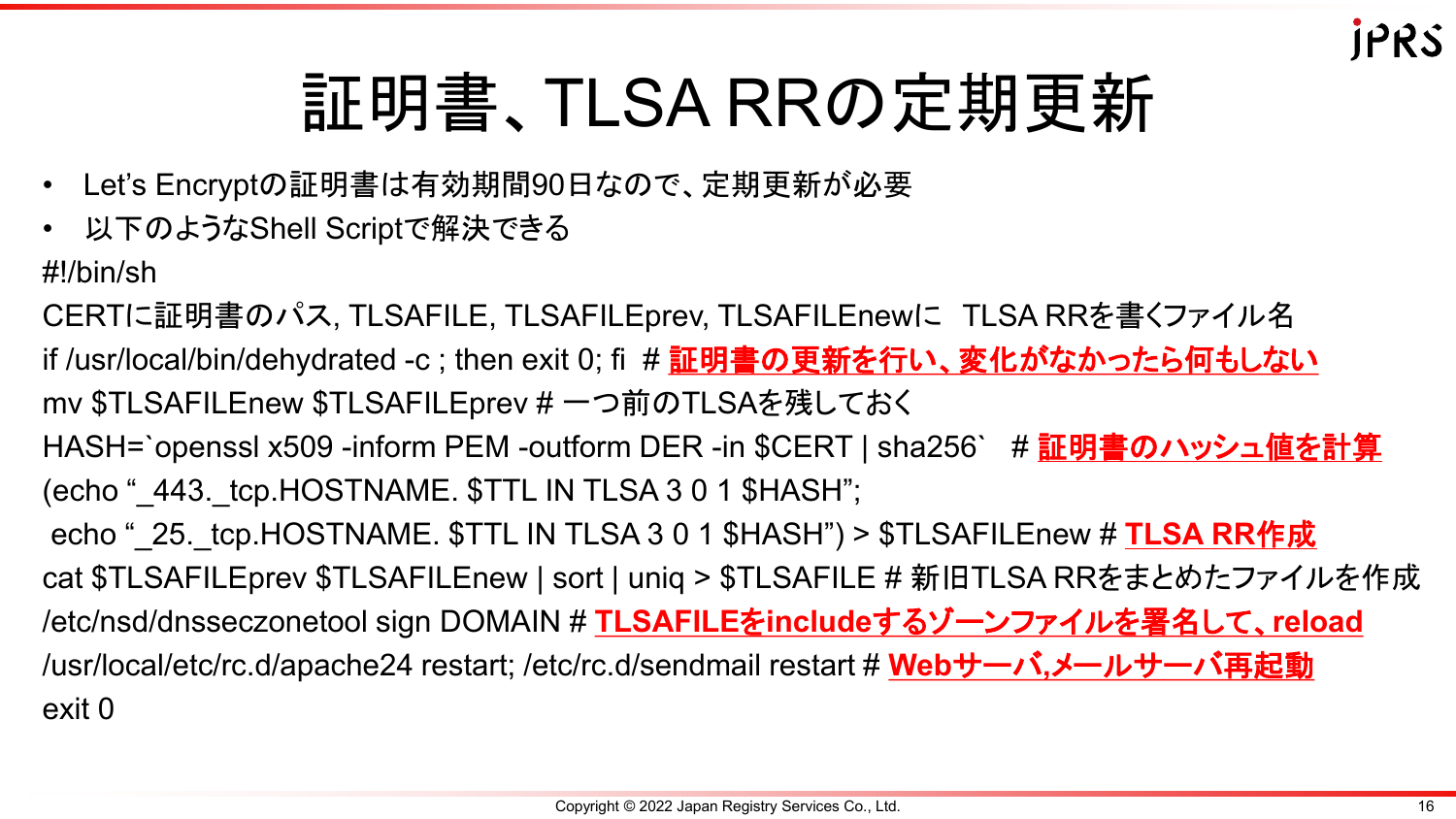# 証明書、TLSA RRの定期更新

- Let’s Encryptの証明書は有効期間90日なので、定期更新が必要
- 以下のようなShell Scriptで解決できる

```
#!/bin/sh
CERTに証明書のパス, TLSAFILE, TLSAFILEprev, TLSAFILEnewに  TLSA RRを書くファイル名
if /usr/local/bin/dehydrated -c ; then exit 0; fi  # 証明書の更新を行い、変化がなかったら何もしない
mv $TLSAFILEnew $TLSAFILEprev # 一つ前のTLSAを残しておく
HASH=`openssl x509 -inform PEM -outform DER -in $CERT | sha256`   # 証明書のハッシュ値を計算
(echo “_443._tcp.HOSTNAME. $TTL IN TLSA 3 0 1 $HASH”;
 echo “_25._tcp.HOSTNAME. $TTL IN TLSA 3 0 1 $HASH”) > $TLSAFILEnew # TLSA RR作成
cat $TLSAFILEprev $TLSAFILEnew | sort | uniq > $TLSAFILE # 新旧TLSA RRをまとめたファイルを作成
/etc/nsd/dnsseczonetool sign DOMAIN # TLSAFILEをincludeするゾーンファイルを署名して、reload
/usr/local/etc/rc.d/apache24 restart; /etc/rc.d/sendmail restart # Webサーバ,メールサーバ再起動
exit 0
```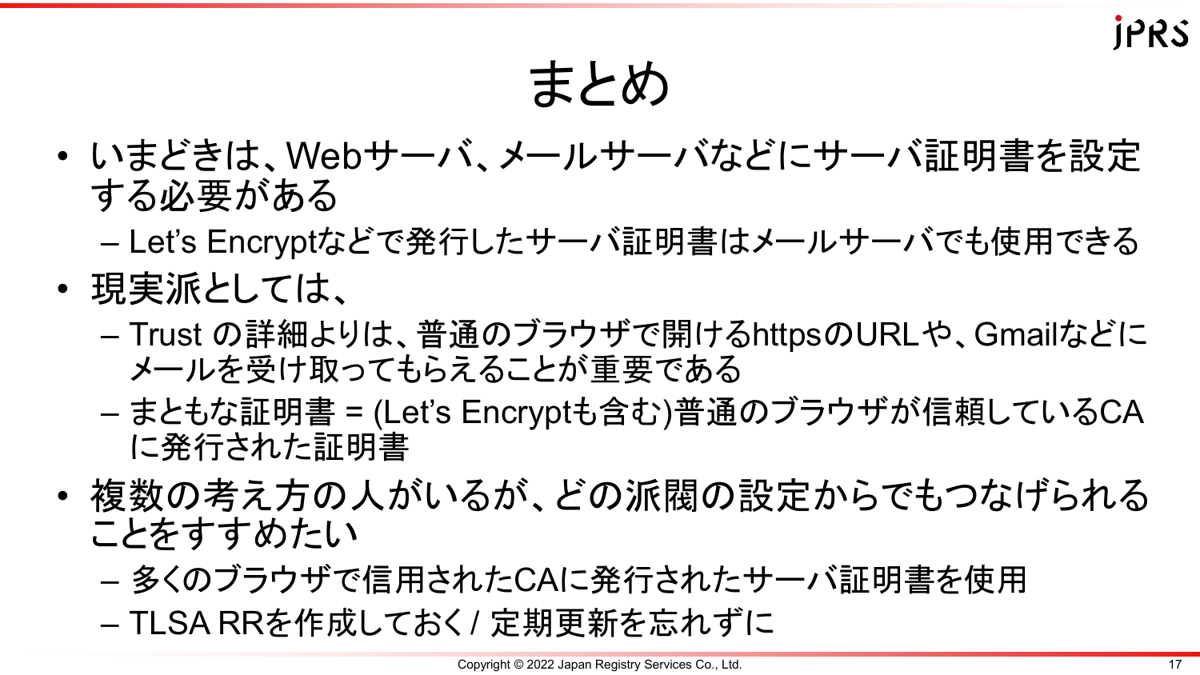# まとめ

- いまどきは、Webサーバ、メールサーバなどにサーバ証明書を設定する必要がある
  - Let's Encryptなどで発行したサーバ証明書はメールサーバでも使用できる
- 現実派としては、
  - Trust の詳細よりは、普通のブラウザで開けるhttpsのURLや、Gmailなどにメールを受け取ってもらえることが重要である
  - まともな証明書 = (Let's Encryptも含む)普通のブラウザが信頼しているCAに発行された証明書
- 複数の考え方の人がいるが、どの派閥の設定からでもつなげられることをすすめたい
  - 多くのブラウザで信用されたCAに発行されたサーバ証明書を使用
  - TLSA RRを作成しておく / 定期更新を忘れずに